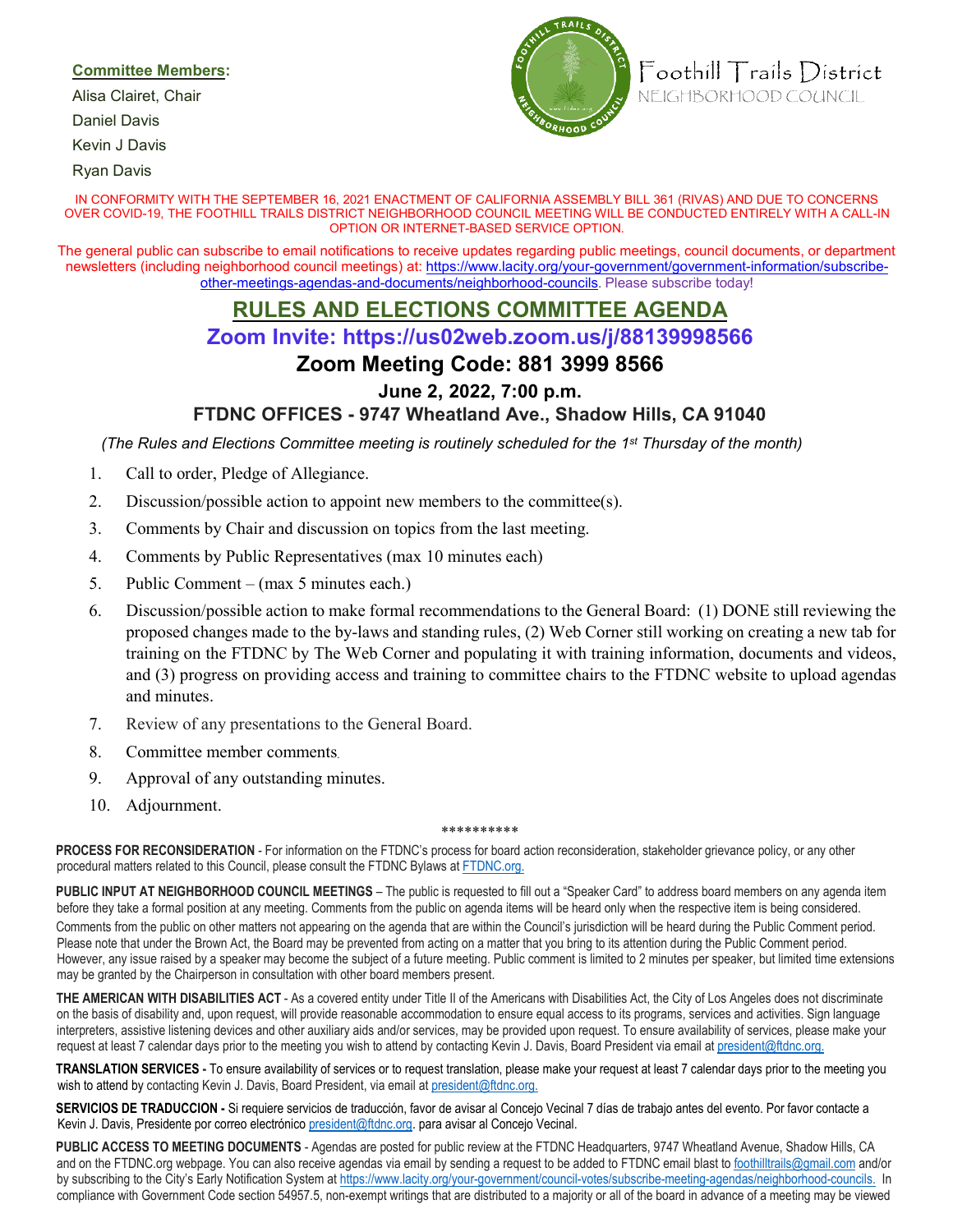**Committee Members:**

Alisa Clairet, Chair

Daniel Davis

Kevin J Davis

Ryan Davis

Foothill Trails District

NEIGHBORHOOD COUNCIL

IN CONFORMITY WITH THE SEPTEMBER 16, 2021 ENACTMENT OF CALIFORNIA ASSEMBLY BILL 361 (RIVAS) AND DUE TO CONCERNS OVER COVID-19, THE FOOTHILL TRAILS DISTRICT NEIGHBORHOOD COUNCIL MEETING WILL BE CONDUCTED ENTIRELY WITH A CALL-IN OPTION OR INTERNET-BASED SERVICE OPTION.

The general public can subscribe to email notifications to receive updates regarding public meetings, council documents, or department newsletters (including neighborhood council meetings) at: https://www.lacity.org/your-government/government-information/subscribe-other-meetings-agendas-and-documents/neighborhood-councils. Please subscribe today!

# RULES AND ELECTIONS COMMITTEE AGENDA

## Zoom Invite: https://us02web.zoom.us/j/88139998566

## Zoom Meeting Code: 881 3999 8566

### June 2, 2022, 7:00 p.m.

### FTDNC OFFICES - 9747 Wheatland Ave., Shadow Hills, CA 91040

*(The Rules and Elections Committee meeting is routinely scheduled for the 1st Thursday of the month)*

1. Call to order, Pledge of Allegiance.
2. Discussion/possible action to appoint new members to the committee(s).
3. Comments by Chair and discussion on topics from the last meeting.
4. Comments by Public Representatives (max 10 minutes each)
5. Public Comment – (max 5 minutes each.)
6. Discussion/possible action to make formal recommendations to the General Board: (1) DONE still reviewing the proposed changes made to the by-laws and standing rules, (2) Web Corner still working on creating a new tab for training on the FTDNC by The Web Corner and populating it with training information, documents and videos, and (3) progress on providing access and training to committee chairs to the FTDNC website to upload agendas and minutes.
7. Review of any presentations to the General Board.
8. Committee member comments.
9. Approval of any outstanding minutes.
10. Adjournment.

**********

**PROCESS FOR RECONSIDERATION** - For information on the FTDNC's process for board action reconsideration, stakeholder grievance policy, or any other procedural matters related to this Council, please consult the FTDNC Bylaws at FTDNC.org.

**PUBLIC INPUT AT NEIGHBORHOOD COUNCIL MEETINGS** – The public is requested to fill out a "Speaker Card" to address board members on any agenda item before they take a formal position at any meeting. Comments from the public on agenda items will be heard only when the respective item is being considered. Comments from the public on other matters not appearing on the agenda that are within the Council's jurisdiction will be heard during the Public Comment period. Please note that under the Brown Act, the Board may be prevented from acting on a matter that you bring to its attention during the Public Comment period. However, any issue raised by a speaker may become the subject of a future meeting. Public comment is limited to 2 minutes per speaker, but limited time extensions may be granted by the Chairperson in consultation with other board members present.

**THE AMERICAN WITH DISABILITIES ACT** - As a covered entity under Title II of the Americans with Disabilities Act, the City of Los Angeles does not discriminate on the basis of disability and, upon request, will provide reasonable accommodation to ensure equal access to its programs, services and activities. Sign language interpreters, assistive listening devices and other auxiliary aids and/or services, may be provided upon request. To ensure availability of services, please make your request at least 7 calendar days prior to the meeting you wish to attend by contacting Kevin J. Davis, Board President via email at president@ftdnc.org.

**TRANSLATION SERVICES** - To ensure availability of services or to request translation, please make your request at least 7 calendar days prior to the meeting you wish to attend by contacting Kevin J. Davis, Board President, via email at president@ftdnc.org.

**SERVICIOS DE TRADUCCION** - Si requiere servicios de traducción, favor de avisar al Concejo Vecinal 7 días de trabajo antes del evento. Por favor contacte a Kevin J. Davis, Presidente por correo electrónico president@ftdnc.org. para avisar al Concejo Vecinal.

**PUBLIC ACCESS TO MEETING DOCUMENTS** - Agendas are posted for public review at the FTDNC Headquarters, 9747 Wheatland Avenue, Shadow Hills, CA and on the FTDNC.org webpage. You can also receive agendas via email by sending a request to be added to FTDNC email blast to foothilltrails@gmail.com and/or by subscribing to the City's Early Notification System at https://www.lacity.org/your-government/council-votes/subscribe-meeting-agendas/neighborhood-councils. In compliance with Government Code section 54957.5, non-exempt writings that are distributed to a majority or all of the board in advance of a meeting may be viewed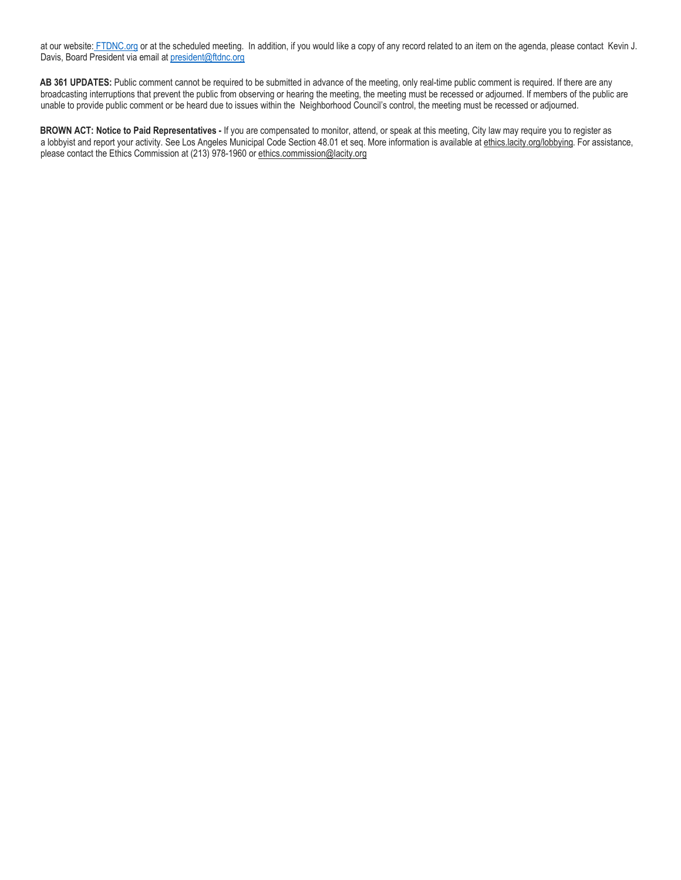at our website: FTDNC.org or at the scheduled meeting. In addition, if you would like a copy of any record related to an item on the agenda, please contact Kevin J. Davis, Board President via email at president@ftdnc.org

**AB 361 UPDATES:** Public comment cannot be required to be submitted in advance of the meeting, only real-time public comment is required. If there are any broadcasting interruptions that prevent the public from observing or hearing the meeting, the meeting must be recessed or adjourned. If members of the public are unable to provide public comment or be heard due to issues within the Neighborhood Council's control, the meeting must be recessed or adjourned.

**BROWN ACT: Notice to Paid Representatives -** If you are compensated to monitor, attend, or speak at this meeting, City law may require you to register as a lobbyist and report your activity. See Los Angeles Municipal Code Section 48.01 et seq. More information is available at ethics.lacity.org/lobbying. For assistance, please contact the Ethics Commission at (213) 978-1960 or ethics.commission@lacity.org